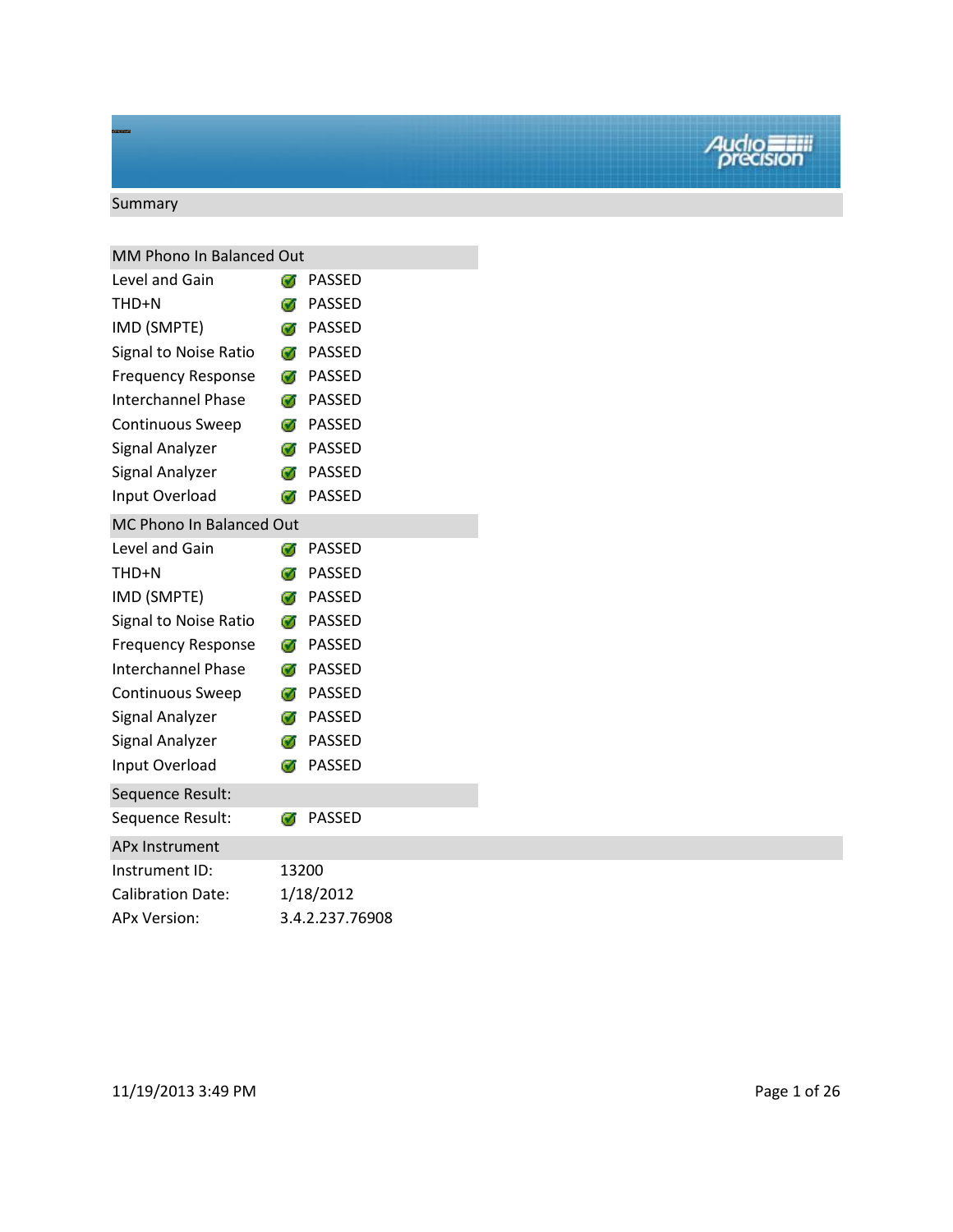## Summary

| MM Phono In Balanced Out | |
|---|---|
| Level and Gain | PASSED |
| THD+N | PASSED |
| IMD (SMPTE) | PASSED |
| Signal to Noise Ratio | PASSED |
| Frequency Response | PASSED |
| Interchannel Phase | PASSED |
| Continuous Sweep | PASSED |
| Signal Analyzer | PASSED |
| Signal Analyzer | PASSED |
| Input Overload | PASSED |

| MC Phono In Balanced Out | |
|---|---|
| Level and Gain | PASSED |
| THD+N | PASSED |
| IMD (SMPTE) | PASSED |
| Signal to Noise Ratio | PASSED |
| Frequency Response | PASSED |
| Interchannel Phase | PASSED |
| Continuous Sweep | PASSED |
| Signal Analyzer | PASSED |
| Signal Analyzer | PASSED |
| Input Overload | PASSED |

| Sequence Result: | |
|---|---|
| Sequence Result: | PASSED |

| APx Instrument | |
|---|---|
| Instrument ID: | 13200 |
| Calibration Date: | 1/18/2012 |
| APx Version: | 3.4.2.237.76908 |

11/19/2013 3:49 PM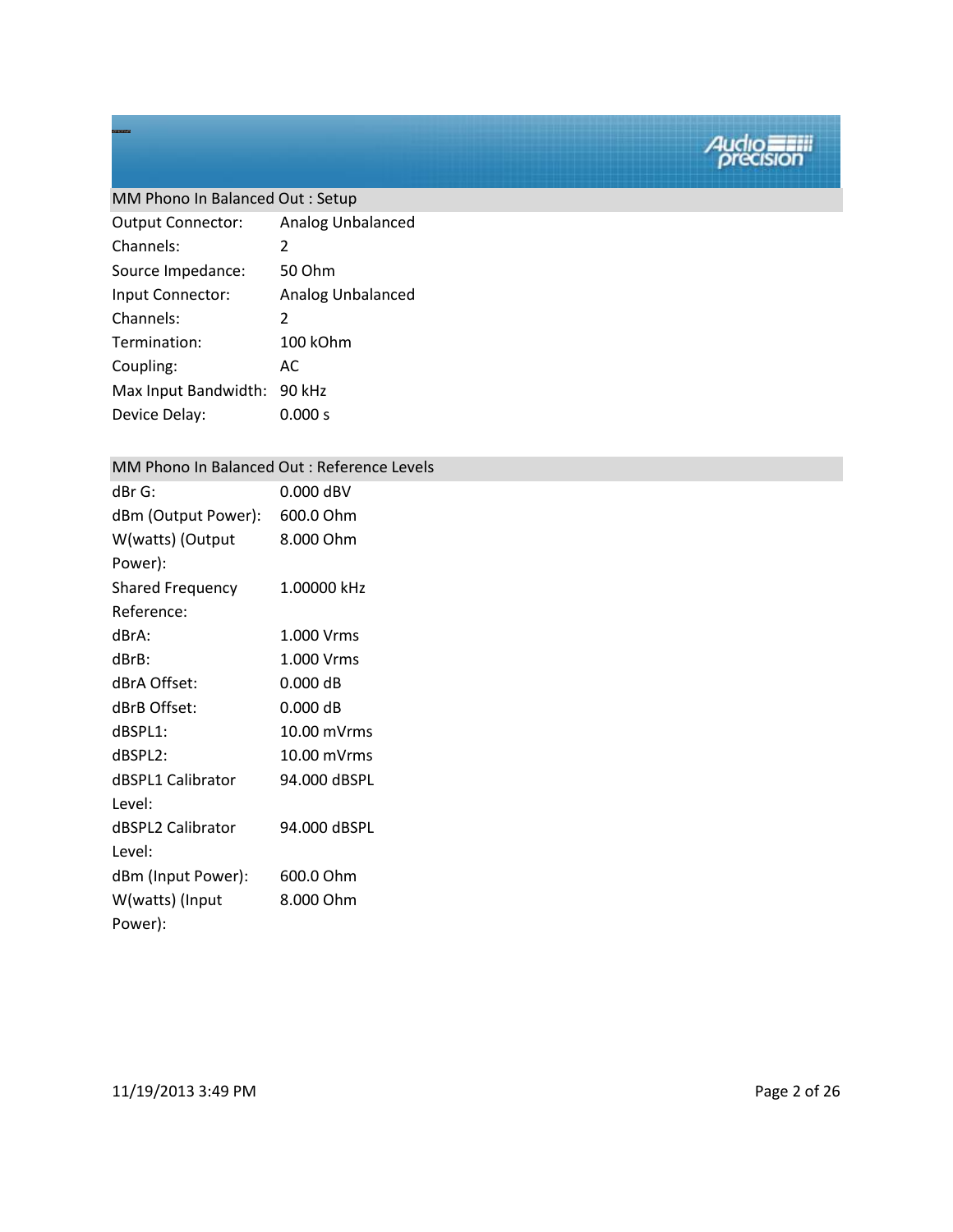## MM Phono In Balanced Out : Setup

| | |
|---|---|
| Output Connector: | Analog Unbalanced |
| Channels: | 2 |
| Source Impedance: | 50 Ohm |
| Input Connector: | Analog Unbalanced |
| Channels: | 2 |
| Termination: | 100 kOhm |
| Coupling: | AC |
| Max Input Bandwidth: | 90 kHz |
| Device Delay: | 0.000 s |

## MM Phono In Balanced Out : Reference Levels

| | |
|---|---|
| dBr G: | 0.000 dBV |
| dBm (Output Power): | 600.0 Ohm |
| W(watts) (Output Power): | 8.000 Ohm |
| Shared Frequency Reference: | 1.00000 kHz |
| dBrA: | 1.000 Vrms |
| dBrB: | 1.000 Vrms |
| dBrA Offset: | 0.000 dB |
| dBrB Offset: | 0.000 dB |
| dBSPL1: | 10.00 mVrms |
| dBSPL2: | 10.00 mVrms |
| dBSPL1 Calibrator Level: | 94.000 dBSPL |
| dBSPL2 Calibrator Level: | 94.000 dBSPL |
| dBm (Input Power): | 600.0 Ohm |
| W(watts) (Input Power): | 8.000 Ohm |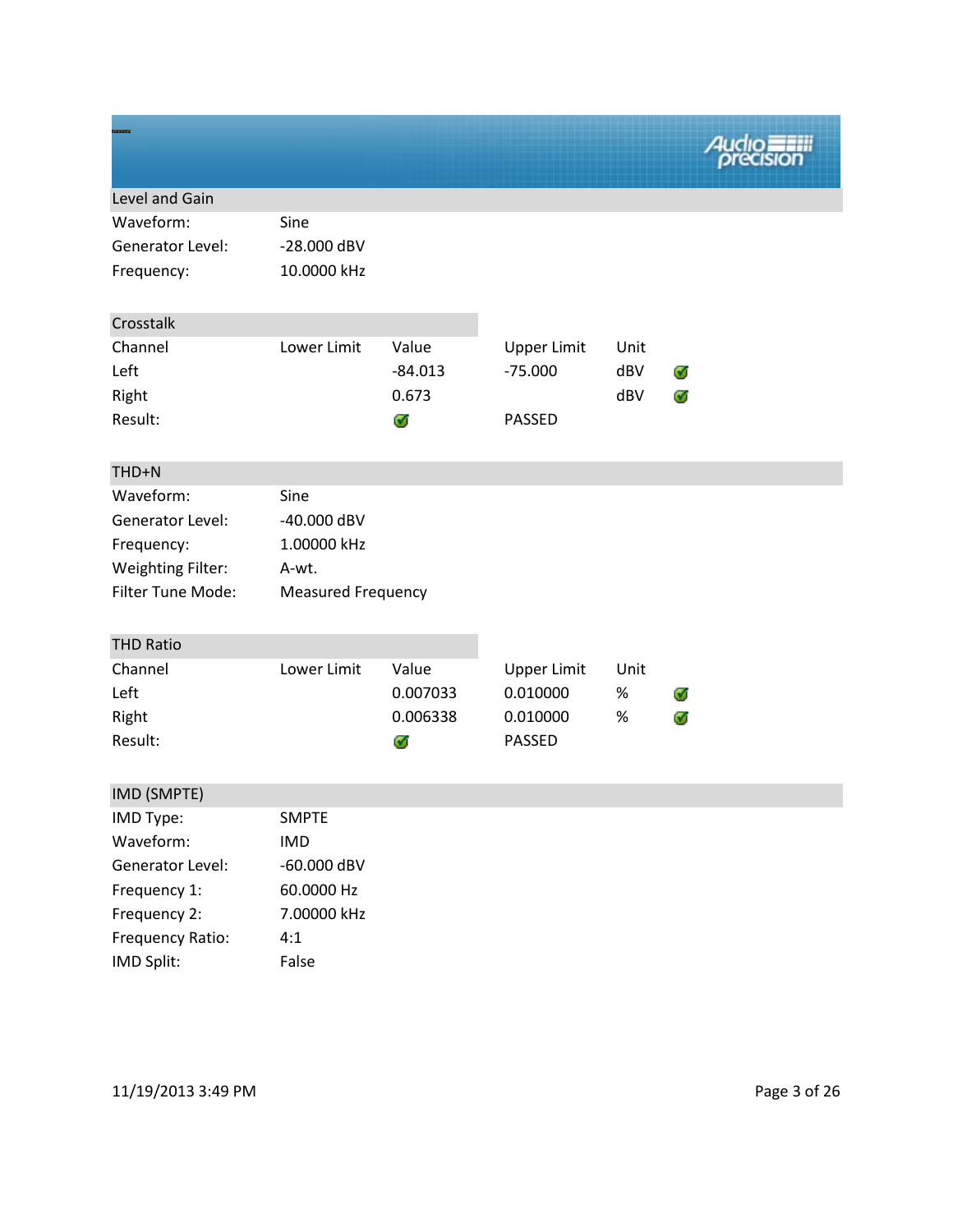## Level and Gain

| | |
|---|---|
| Waveform: | Sine |
| Generator Level: | -28.000 dBV |
| Frequency: | 10.0000 kHz |

## Crosstalk

| Channel | Lower Limit | Value | Upper Limit | Unit | |
|---|---|---|---|---|---|
| Left | | -84.013 | -75.000 | dBV | ✔ |
| Right | | 0.673 | | dBV | ✔ |
| Result: | | ✔ | PASSED | | |

## THD+N

| | |
|---|---|
| Waveform: | Sine |
| Generator Level: | -40.000 dBV |
| Frequency: | 1.00000 kHz |
| Weighting Filter: | A-wt. |
| Filter Tune Mode: | Measured Frequency |

## THD Ratio

| Channel | Lower Limit | Value | Upper Limit | Unit | |
|---|---|---|---|---|---|
| Left | | 0.007033 | 0.010000 | % | ✔ |
| Right | | 0.006338 | 0.010000 | % | ✔ |
| Result: | | ✔ | PASSED | | |

## IMD (SMPTE)

| | |
|---|---|
| IMD Type: | SMPTE |
| Waveform: | IMD |
| Generator Level: | -60.000 dBV |
| Frequency 1: | 60.0000 Hz |
| Frequency 2: | 7.00000 kHz |
| Frequency Ratio: | 4:1 |
| IMD Split: | False |

11/19/2013 3:49 PM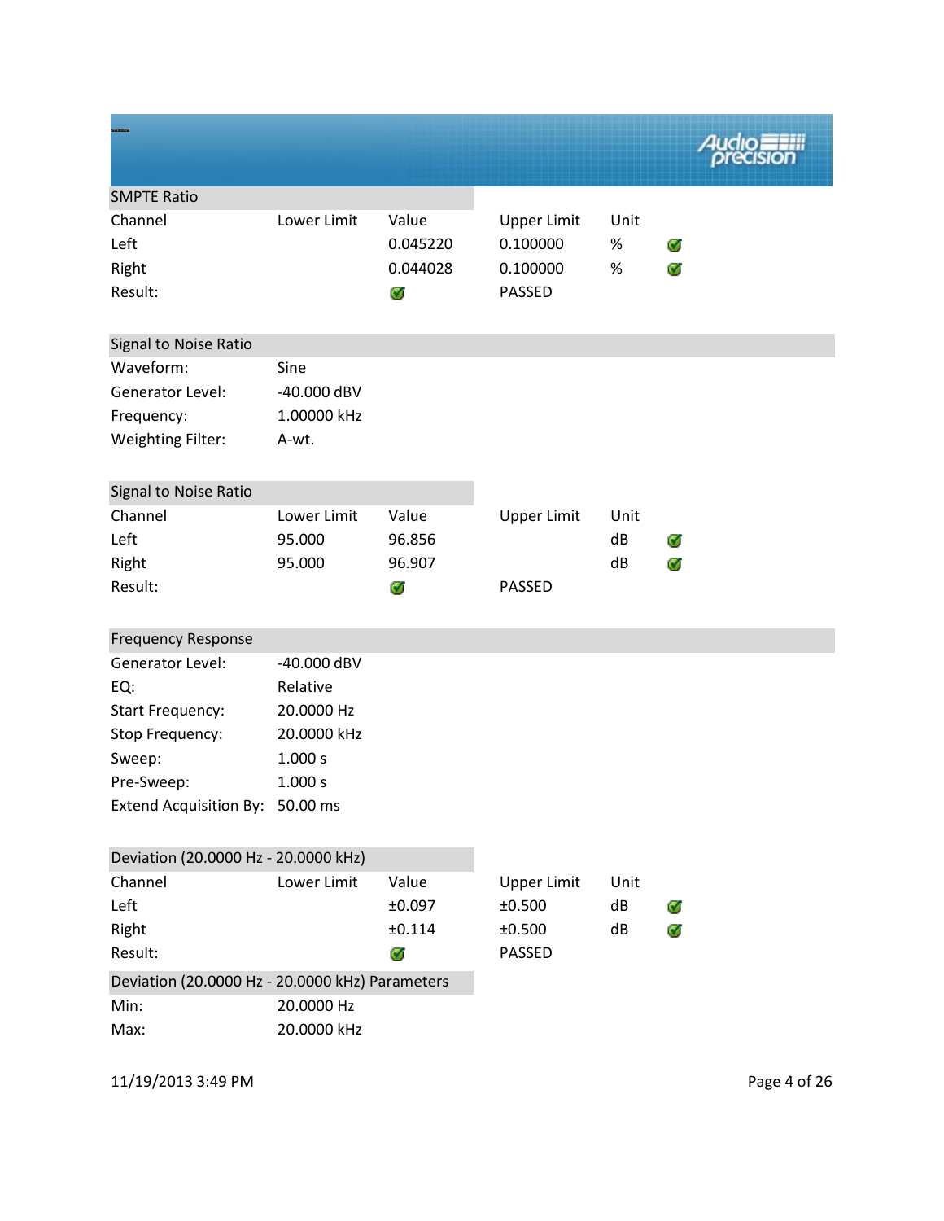## SMPTE Ratio

| Channel | Lower Limit | Value | Upper Limit | Unit | |
|---|---|---|---|---|---|
| Left | | 0.045220 | 0.100000 | % | ✓ |
| Right | | 0.044028 | 0.100000 | % | ✓ |
| Result: | | ✓ | PASSED | | |

## Signal to Noise Ratio

| | |
|---|---|
| Waveform: | Sine |
| Generator Level: | -40.000 dBV |
| Frequency: | 1.00000 kHz |
| Weighting Filter: | A-wt. |

## Signal to Noise Ratio

| Channel | Lower Limit | Value | Upper Limit | Unit | |
|---|---|---|---|---|---|
| Left | 95.000 | 96.856 | | dB | ✓ |
| Right | 95.000 | 96.907 | | dB | ✓ |
| Result: | | ✓ | PASSED | | |

## Frequency Response

| | |
|---|---|
| Generator Level: | -40.000 dBV |
| EQ: | Relative |
| Start Frequency: | 20.0000 Hz |
| Stop Frequency: | 20.0000 kHz |
| Sweep: | 1.000 s |
| Pre-Sweep: | 1.000 s |
| Extend Acquisition By: | 50.00 ms |

## Deviation (20.0000 Hz - 20.0000 kHz)

| Channel | Lower Limit | Value | Upper Limit | Unit | |
|---|---|---|---|---|---|
| Left | | ±0.097 | ±0.500 | dB | ✓ |
| Right | | ±0.114 | ±0.500 | dB | ✓ |
| Result: | | ✓ | PASSED | | |

## Deviation (20.0000 Hz - 20.0000 kHz) Parameters

| | |
|---|---|
| Min: | 20.0000 Hz |
| Max: | 20.0000 kHz |

11/19/2013 3:49 PM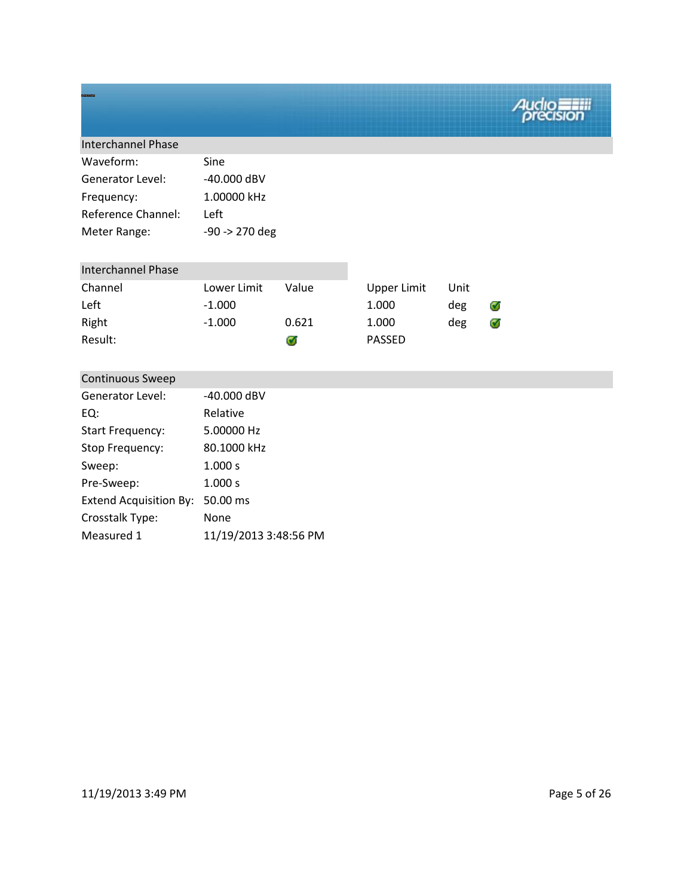## Interchannel Phase

| | |
|---|---|
| Waveform: | Sine |
| Generator Level: | -40.000 dBV |
| Frequency: | 1.00000 kHz |
| Reference Channel: | Left |
| Meter Range: | -90 -> 270 deg |

### Interchannel Phase

| Channel | Lower Limit | Value | Upper Limit | Unit | |
|---|---|---|---|---|---|
| Left | -1.000 | | 1.000 | deg | ✓ |
| Right | -1.000 | 0.621 | 1.000 | deg | ✓ |
| Result: | | ✓ | PASSED | | |

## Continuous Sweep

| | |
|---|---|
| Generator Level: | -40.000 dBV |
| EQ: | Relative |
| Start Frequency: | 5.00000 Hz |
| Stop Frequency: | 80.1000 kHz |
| Sweep: | 1.000 s |
| Pre-Sweep: | 1.000 s |
| Extend Acquisition By: | 50.00 ms |
| Crosstalk Type: | None |
| Measured 1 | 11/19/2013 3:48:56 PM |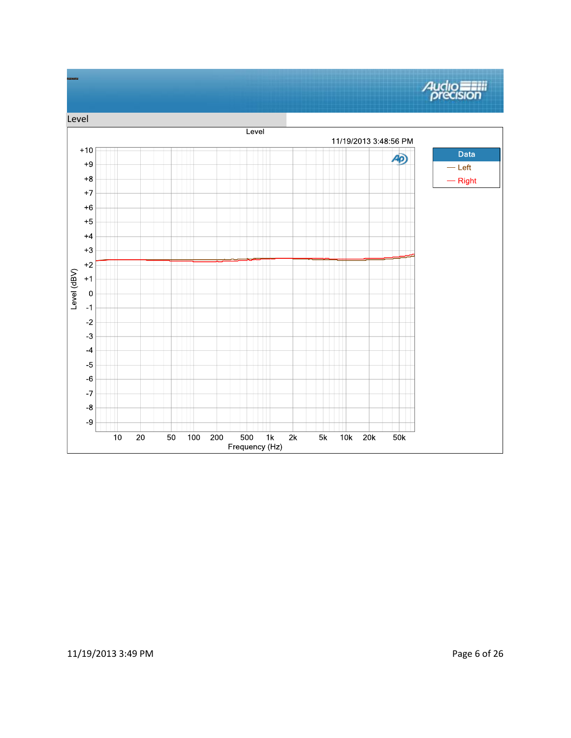## Level

Level

11/19/2013 3:48:56 PM

| Data |
| --- |
| Left |
| Right |

Level (dBV)

Frequency (Hz)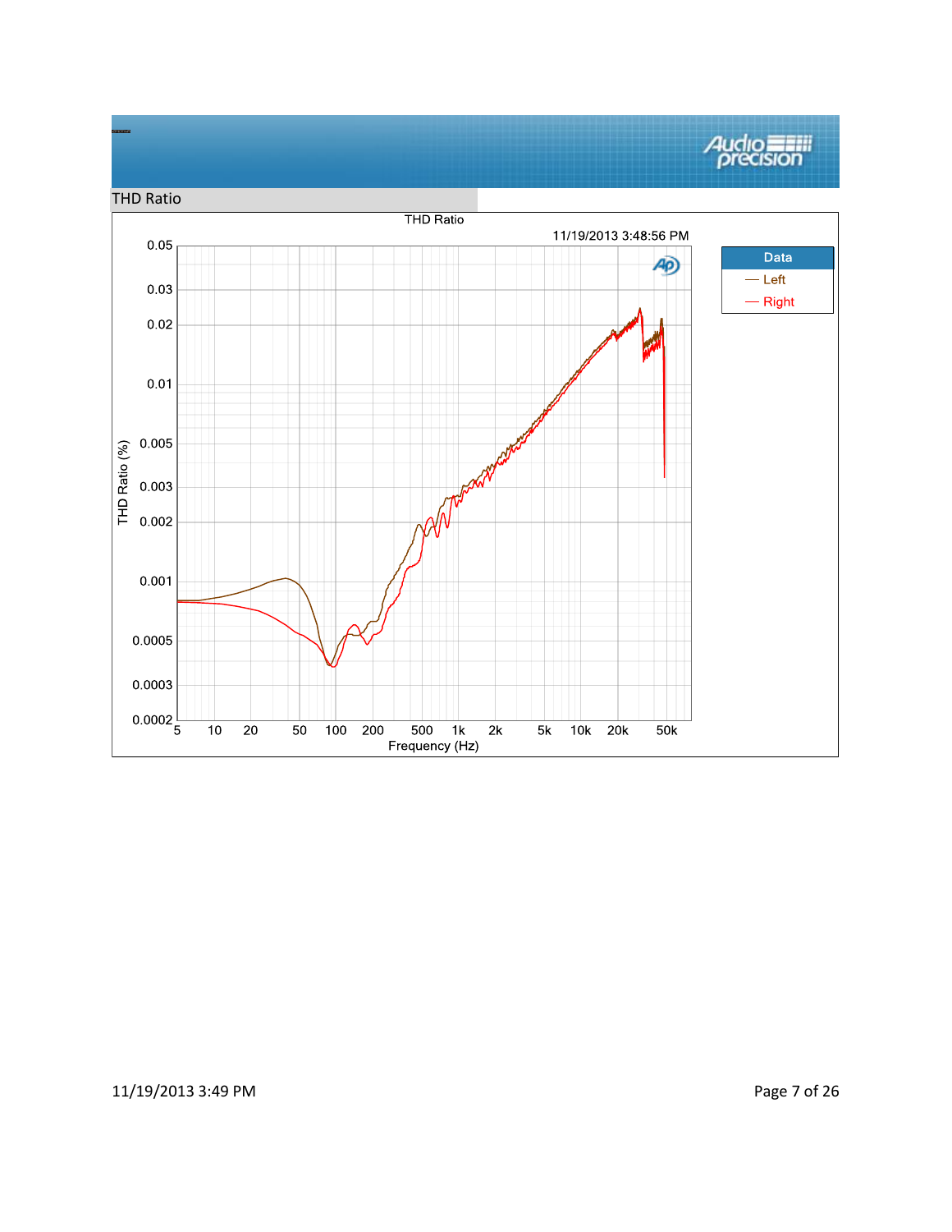## THD Ratio

THD Ratio

11/19/2013 3:48:56 PM

THD Ratio (%)

0.05, 0.03, 0.02, 0.01, 0.005, 0.003, 0.002, 0.001, 0.0005, 0.0003, 0.0002

5, 10, 20, 50, 100, 200, 500, 1k, 2k, 5k, 10k, 20k, 50k

Frequency (Hz)

| Data |
| --- |
| Left |
| Right |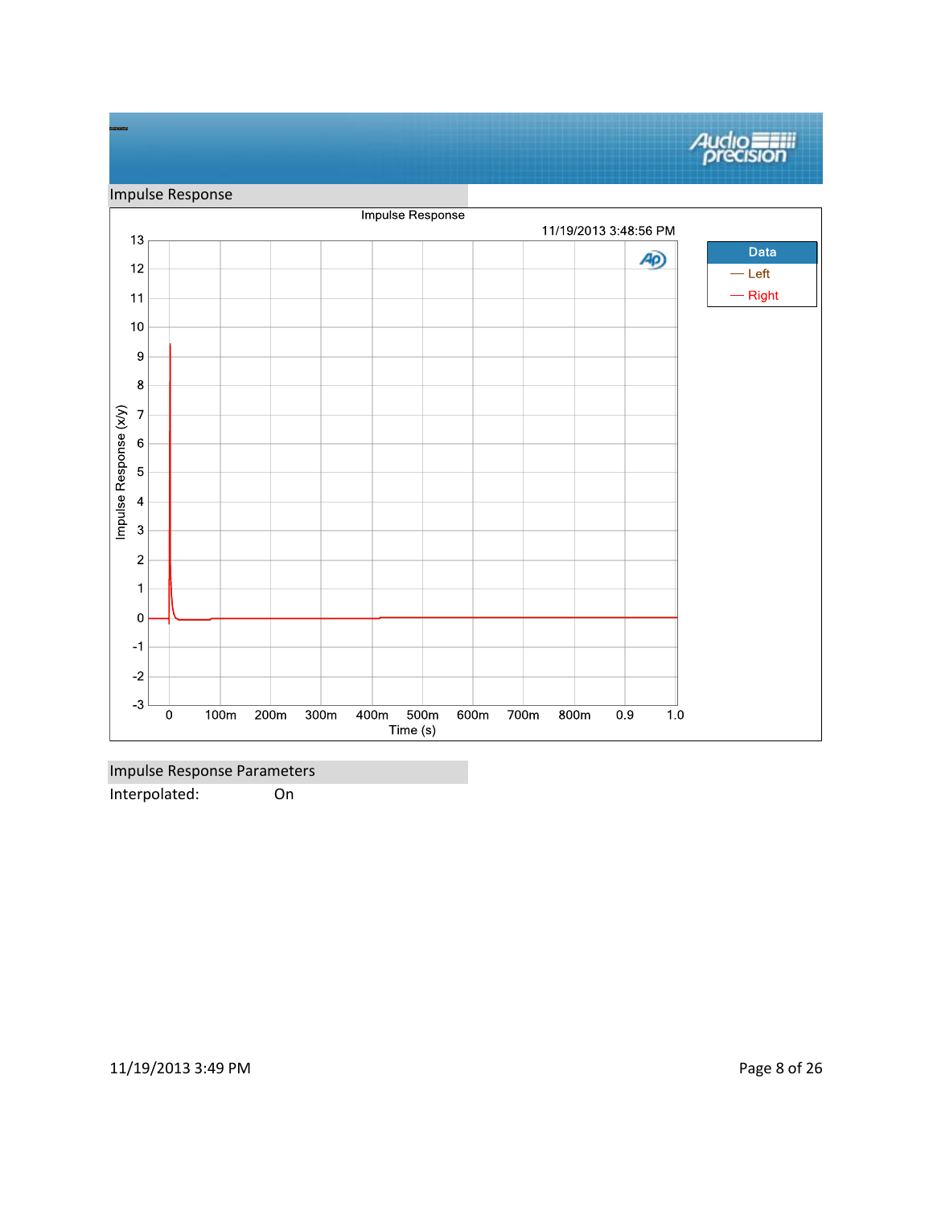## Impulse Response

Impulse Response

11/19/2013 3:48:56 PM

Data
— Left
— Right

Impulse Response (x/y)

13, 12, 11, 10, 9, 8, 7, 6, 5, 4, 3, 2, 1, 0, -1, -2, -3

0, 100m, 200m, 300m, 400m, 500m, 600m, 700m, 800m, 0.9, 1.0

Time (s)

## Impulse Response Parameters

Interpolated: On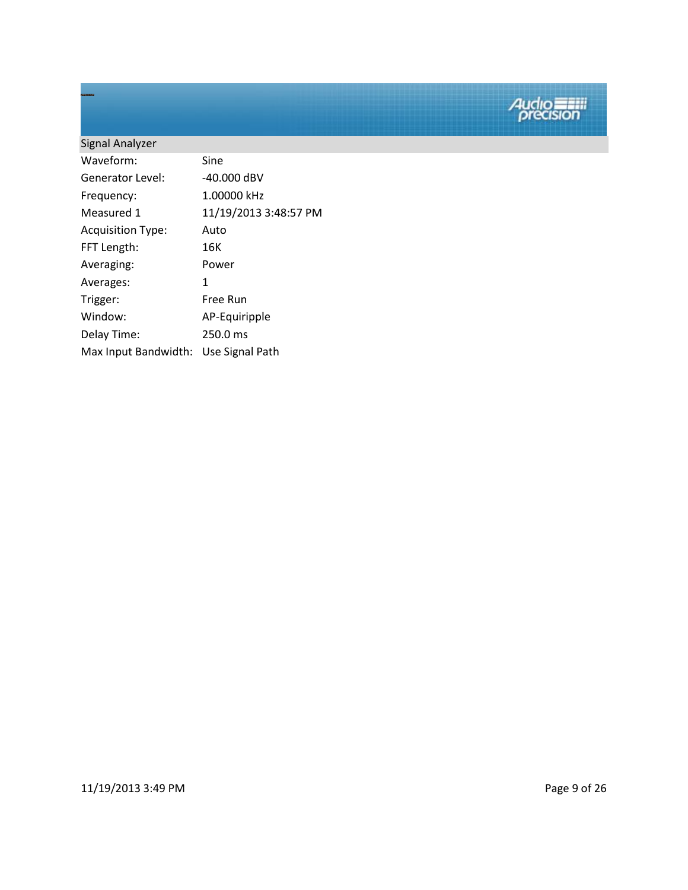## Signal Analyzer

| | |
|---|---|
| Waveform: | Sine |
| Generator Level: | -40.000 dBV |
| Frequency: | 1.00000 kHz |
| Measured 1 | 11/19/2013 3:48:57 PM |
| Acquisition Type: | Auto |
| FFT Length: | 16K |
| Averaging: | Power |
| Averages: | 1 |
| Trigger: | Free Run |
| Window: | AP-Equiripple |
| Delay Time: | 250.0 ms |
| Max Input Bandwidth: | Use Signal Path |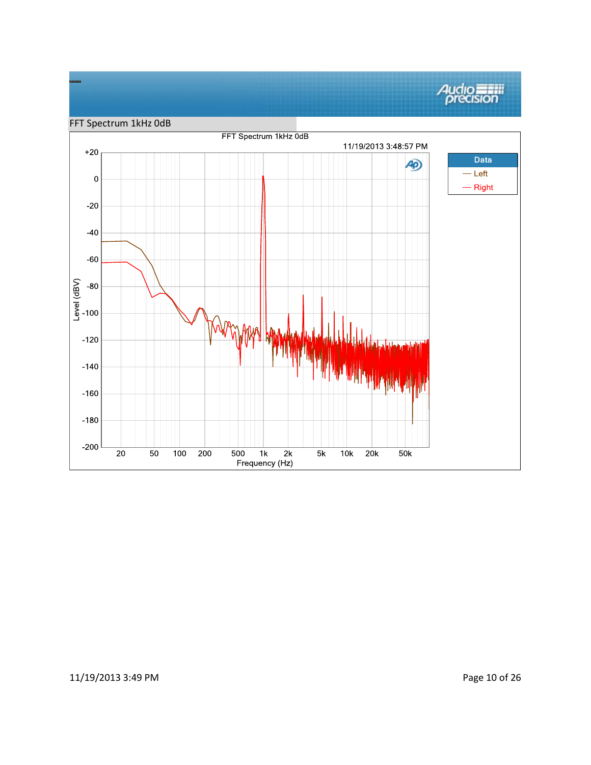FFT Spectrum 1kHz 0dB

FFT Spectrum 1kHz 0dB

11/19/2013 3:48:57 PM

Data
— Left
— Right

Level (dBV)

+20
0
-20
-40
-60
-80
-100
-120
-140
-160
-180
-200

20 50 100 200 500 1k 2k 5k 10k 20k 50k

Frequency (Hz)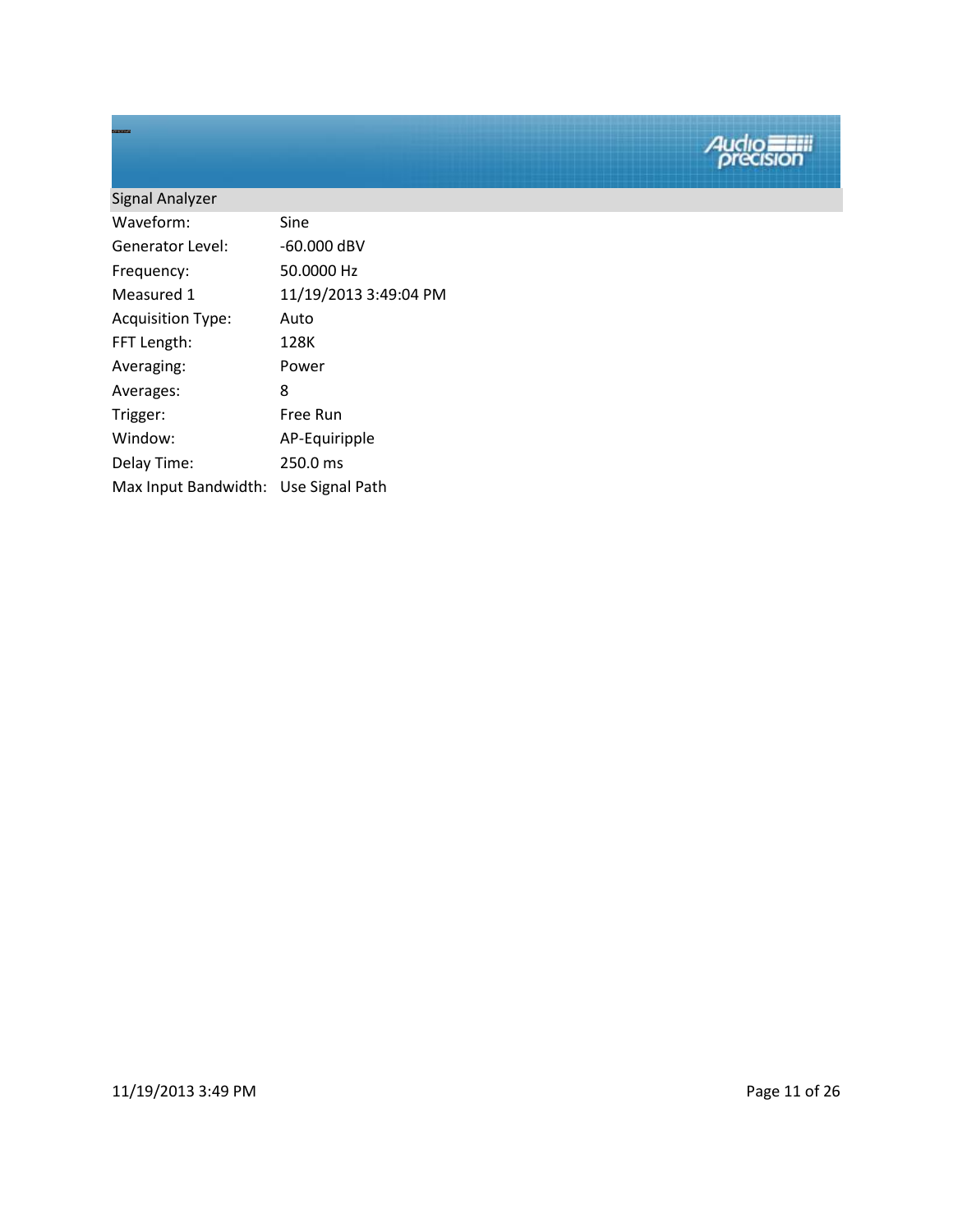## Signal Analyzer

| | |
|---|---|
| Waveform: | Sine |
| Generator Level: | -60.000 dBV |
| Frequency: | 50.0000 Hz |
| Measured 1 | 11/19/2013 3:49:04 PM |
| Acquisition Type: | Auto |
| FFT Length: | 128K |
| Averaging: | Power |
| Averages: | 8 |
| Trigger: | Free Run |
| Window: | AP-Equiripple |
| Delay Time: | 250.0 ms |
| Max Input Bandwidth: | Use Signal Path |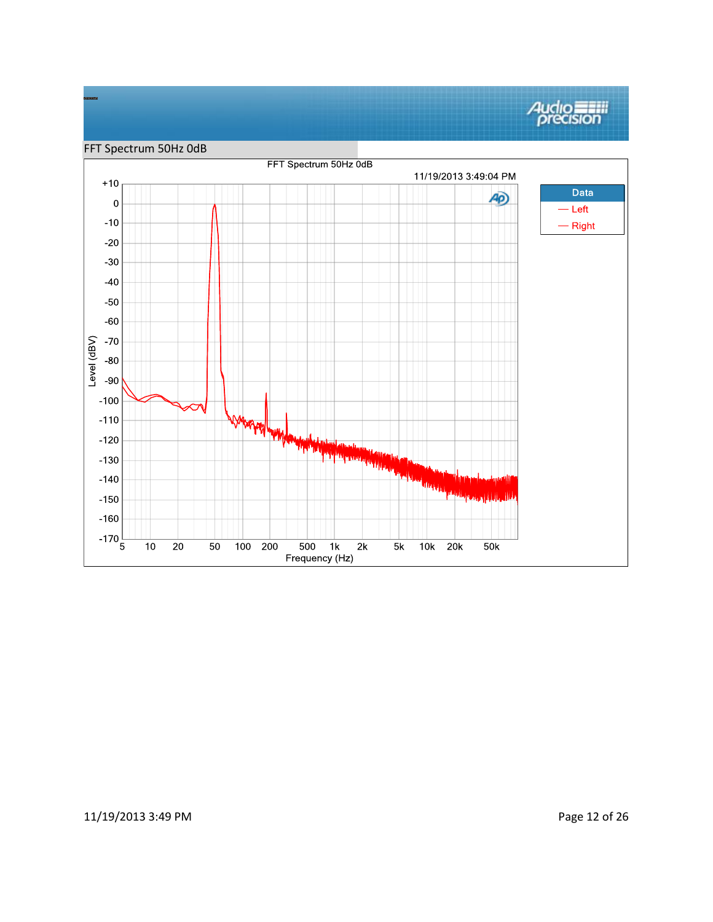## FFT Spectrum 50Hz 0dB

FFT Spectrum 50Hz 0dB

11/19/2013 3:49:04 PM

| Data |
| --- |
| — Left |
| — Right |

Level (dBV): +10, 0, -10, -20, -30, -40, -50, -60, -70, -80, -90, -100, -110, -120, -130, -140, -150, -160, -170

Frequency (Hz): 5, 10, 20, 50, 100, 200, 500, 1k, 2k, 5k, 10k, 20k, 50k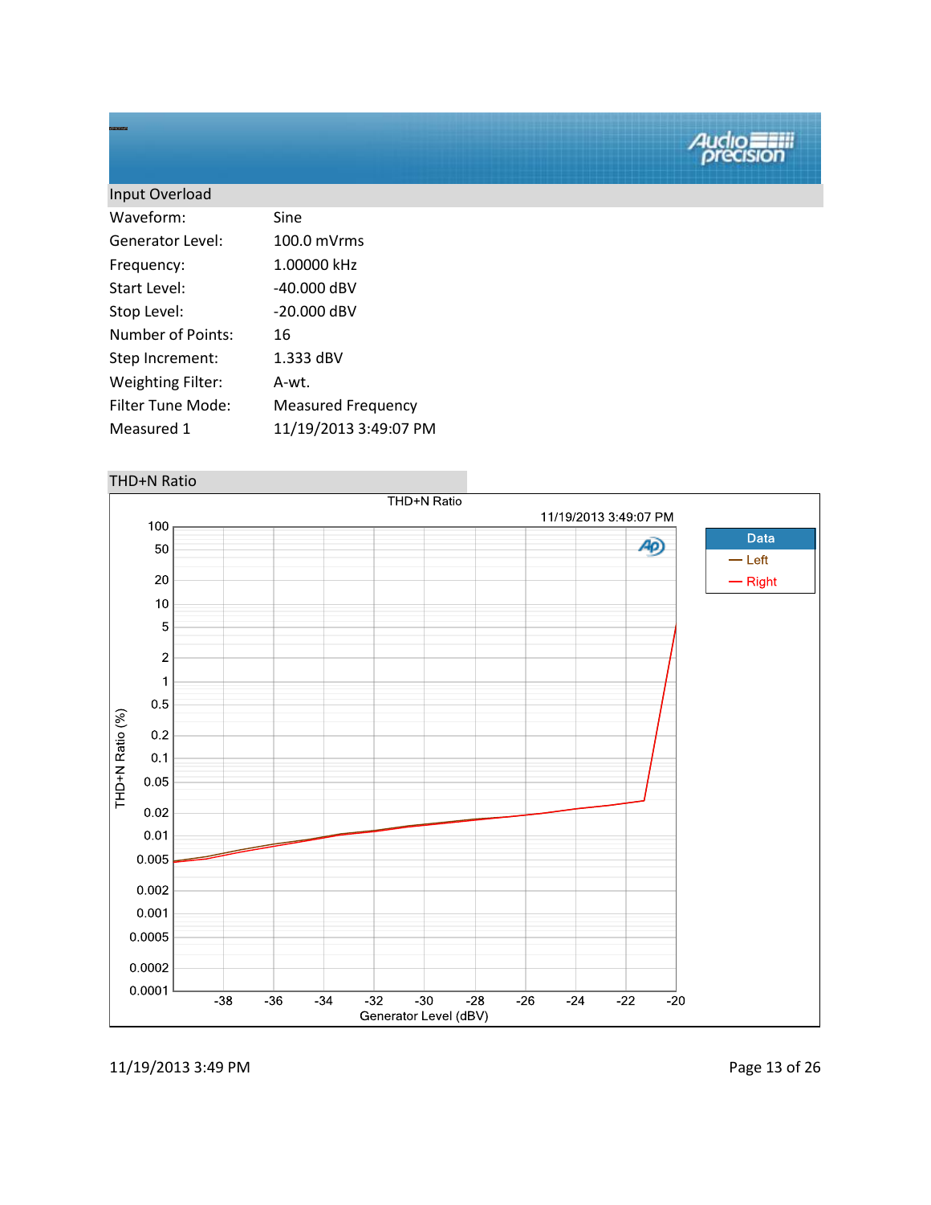## Input Overload

| | |
|---|---|
| Waveform: | Sine |
| Generator Level: | 100.0 mVrms |
| Frequency: | 1.00000 kHz |
| Start Level: | -40.000 dBV |
| Stop Level: | -20.000 dBV |
| Number of Points: | 16 |
| Step Increment: | 1.333 dBV |
| Weighting Filter: | A-wt. |
| Filter Tune Mode: | Measured Frequency |
| Measured 1 | 11/19/2013 3:49:07 PM |

## THD+N Ratio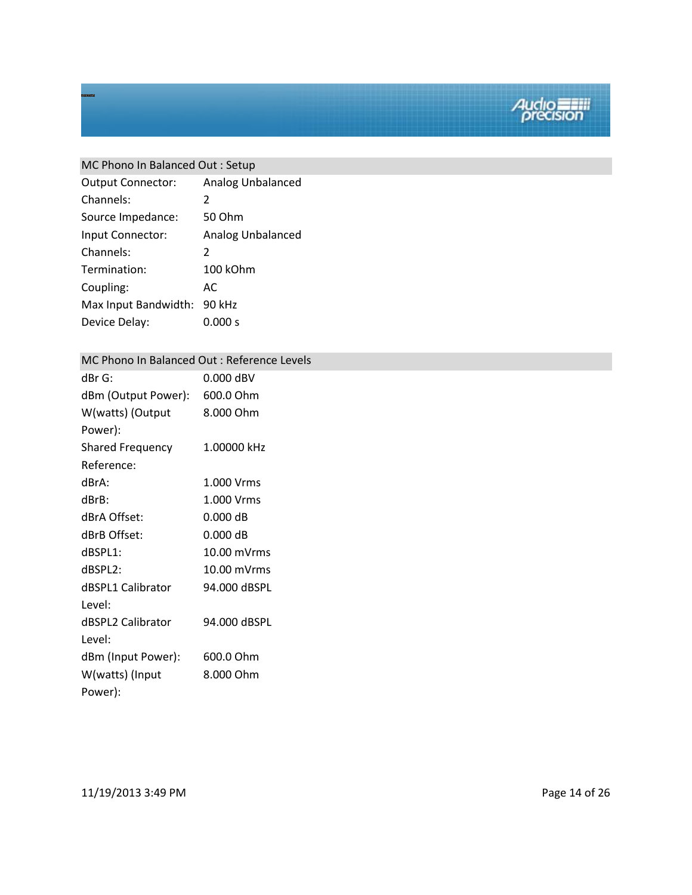## MC Phono In Balanced Out : Setup

| | |
|---|---|
| Output Connector: | Analog Unbalanced |
| Channels: | 2 |
| Source Impedance: | 50 Ohm |
| Input Connector: | Analog Unbalanced |
| Channels: | 2 |
| Termination: | 100 kOhm |
| Coupling: | AC |
| Max Input Bandwidth: | 90 kHz |
| Device Delay: | 0.000 s |

## MC Phono In Balanced Out : Reference Levels

| | |
|---|---|
| dBr G: | 0.000 dBV |
| dBm (Output Power): | 600.0 Ohm |
| W(watts) (Output Power): | 8.000 Ohm |
| Shared Frequency Reference: | 1.00000 kHz |
| dBrA: | 1.000 Vrms |
| dBrB: | 1.000 Vrms |
| dBrA Offset: | 0.000 dB |
| dBrB Offset: | 0.000 dB |
| dBSPL1: | 10.00 mVrms |
| dBSPL2: | 10.00 mVrms |
| dBSPL1 Calibrator Level: | 94.000 dBSPL |
| dBSPL2 Calibrator Level: | 94.000 dBSPL |
| dBm (Input Power): | 600.0 Ohm |
| W(watts) (Input Power): | 8.000 Ohm |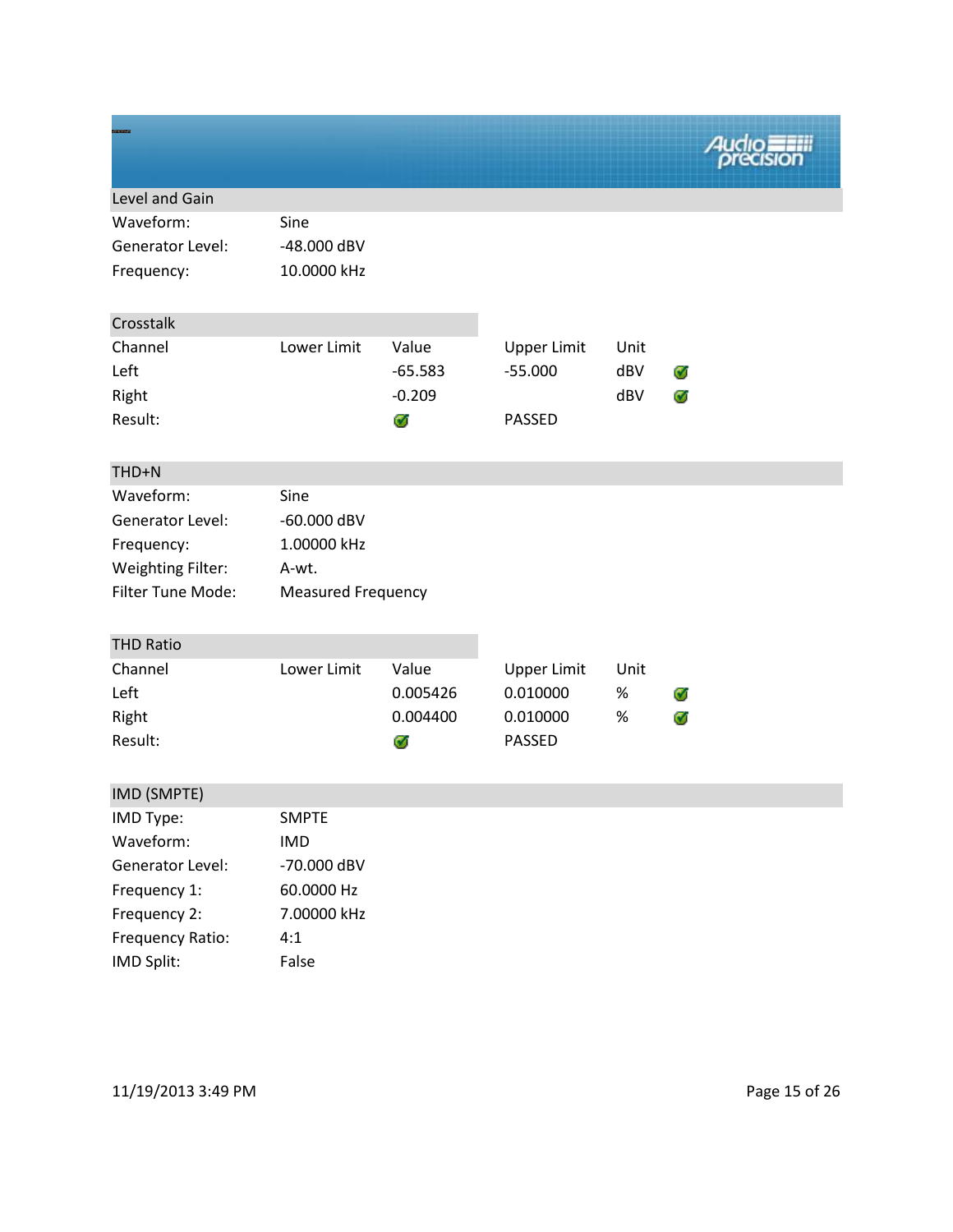## Level and Gain

| | |
|---|---|
| Waveform: | Sine |
| Generator Level: | -48.000 dBV |
| Frequency: | 10.0000 kHz |

## Crosstalk

| Channel | Lower Limit | Value | Upper Limit | Unit | |
|---|---|---|---|---|---|
| Left | | -65.583 | -55.000 | dBV | ✓ |
| Right | | -0.209 | | dBV | ✓ |
| Result: | | ✓ | PASSED | | |

## THD+N

| | |
|---|---|
| Waveform: | Sine |
| Generator Level: | -60.000 dBV |
| Frequency: | 1.00000 kHz |
| Weighting Filter: | A-wt. |
| Filter Tune Mode: | Measured Frequency |

## THD Ratio

| Channel | Lower Limit | Value | Upper Limit | Unit | |
|---|---|---|---|---|---|
| Left | | 0.005426 | 0.010000 | % | ✓ |
| Right | | 0.004400 | 0.010000 | % | ✓ |
| Result: | | ✓ | PASSED | | |

## IMD (SMPTE)

| | |
|---|---|
| IMD Type: | SMPTE |
| Waveform: | IMD |
| Generator Level: | -70.000 dBV |
| Frequency 1: | 60.0000 Hz |
| Frequency 2: | 7.00000 kHz |
| Frequency Ratio: | 4:1 |
| IMD Split: | False |

11/19/2013 3:49 PM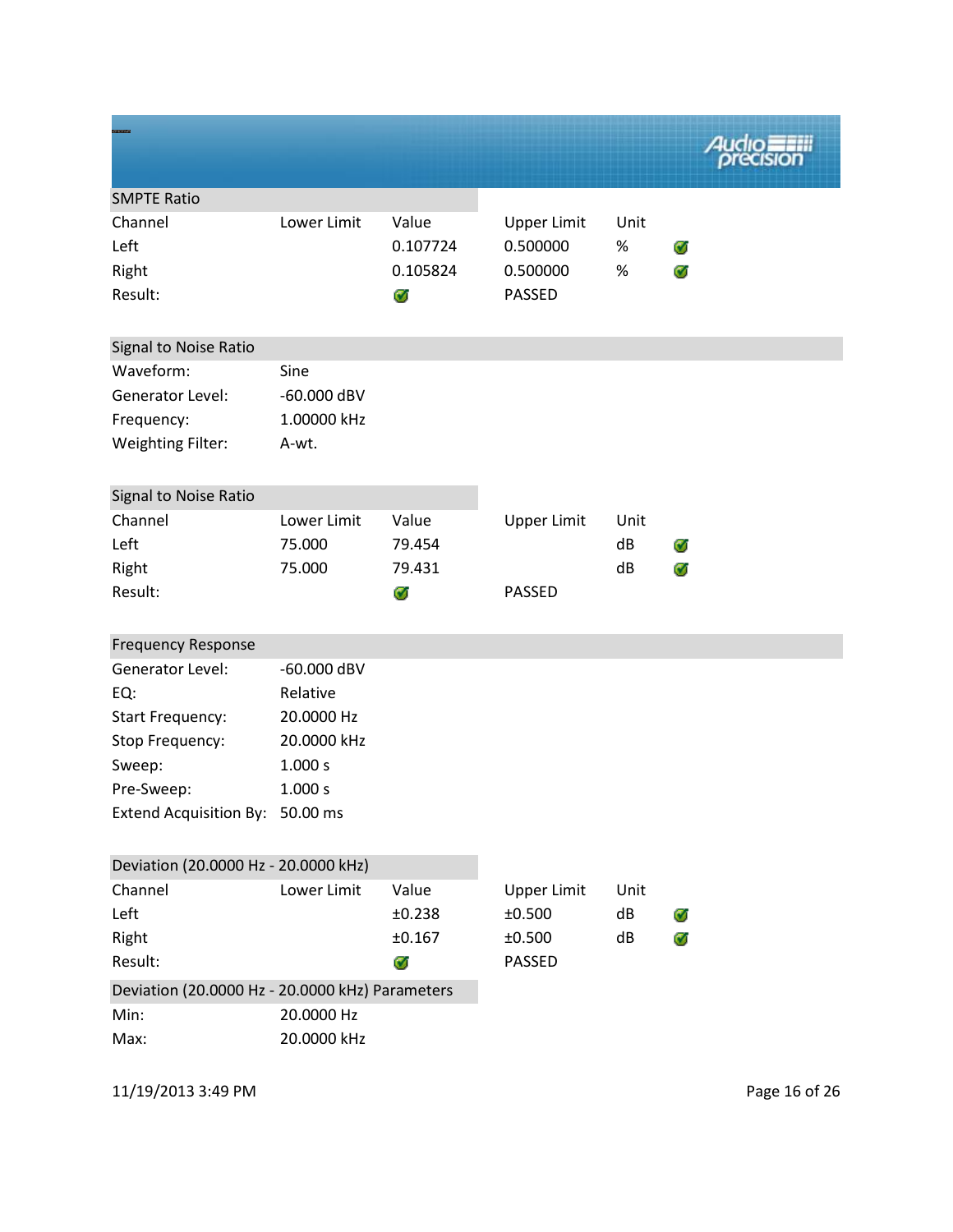### SMPTE Ratio

| Channel | Lower Limit | Value | Upper Limit | Unit | |
|---|---|---|---|---|---|
| Left | | 0.107724 | 0.500000 | % | ✓ |
| Right | | 0.105824 | 0.500000 | % | ✓ |
| Result: | | ✓ | PASSED | | |

### Signal to Noise Ratio

| | |
|---|---|
| Waveform: | Sine |
| Generator Level: | -60.000 dBV |
| Frequency: | 1.00000 kHz |
| Weighting Filter: | A-wt. |

### Signal to Noise Ratio

| Channel | Lower Limit | Value | Upper Limit | Unit | |
|---|---|---|---|---|---|
| Left | 75.000 | 79.454 | | dB | ✓ |
| Right | 75.000 | 79.431 | | dB | ✓ |
| Result: | | ✓ | PASSED | | |

### Frequency Response

| | |
|---|---|
| Generator Level: | -60.000 dBV |
| EQ: | Relative |
| Start Frequency: | 20.0000 Hz |
| Stop Frequency: | 20.0000 kHz |
| Sweep: | 1.000 s |
| Pre-Sweep: | 1.000 s |
| Extend Acquisition By: | 50.00 ms |

### Deviation (20.0000 Hz - 20.0000 kHz)

| Channel | Lower Limit | Value | Upper Limit | Unit | |
|---|---|---|---|---|---|
| Left | | ±0.238 | ±0.500 | dB | ✓ |
| Right | | ±0.167 | ±0.500 | dB | ✓ |
| Result: | | ✓ | PASSED | | |

### Deviation (20.0000 Hz - 20.0000 kHz) Parameters

| | |
|---|---|
| Min: | 20.0000 Hz |
| Max: | 20.0000 kHz |

11/19/2013 3:49 PM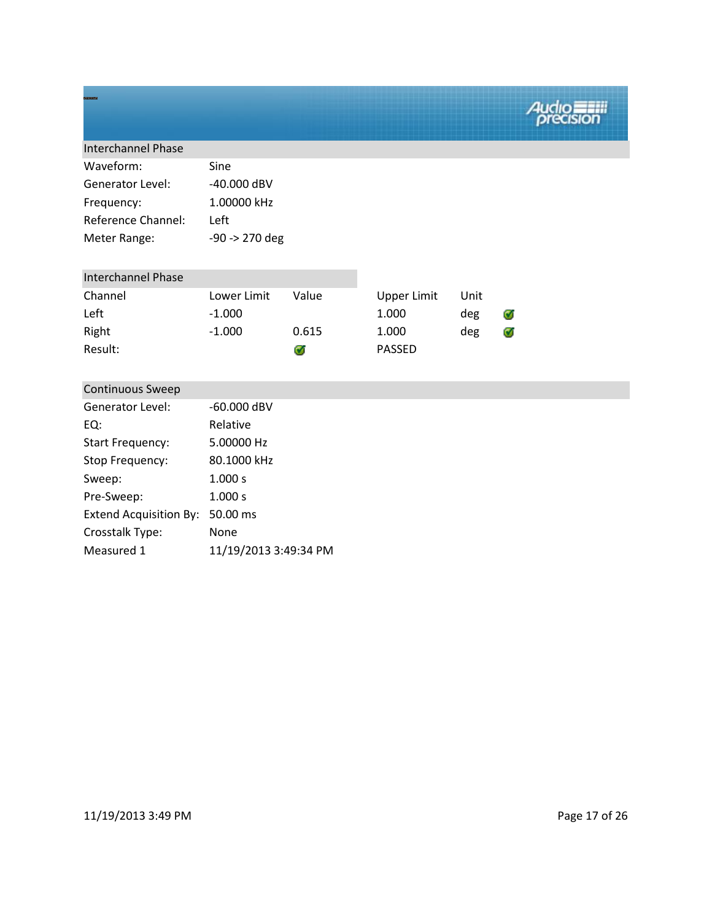## Interchannel Phase

| | |
|---|---|
| Waveform: | Sine |
| Generator Level: | -40.000 dBV |
| Frequency: | 1.00000 kHz |
| Reference Channel: | Left |
| Meter Range: | -90 -> 270 deg |

### Interchannel Phase

| Channel | Lower Limit | Value | Upper Limit | Unit | |
|---|---|---|---|---|---|
| Left | -1.000 | | 1.000 | deg | ✓ |
| Right | -1.000 | 0.615 | 1.000 | deg | ✓ |
| Result: | | ✓ | PASSED | | |

## Continuous Sweep

| | |
|---|---|
| Generator Level: | -60.000 dBV |
| EQ: | Relative |
| Start Frequency: | 5.00000 Hz |
| Stop Frequency: | 80.1000 kHz |
| Sweep: | 1.000 s |
| Pre-Sweep: | 1.000 s |
| Extend Acquisition By: | 50.00 ms |
| Crosstalk Type: | None |
| Measured 1 | 11/19/2013 3:49:34 PM |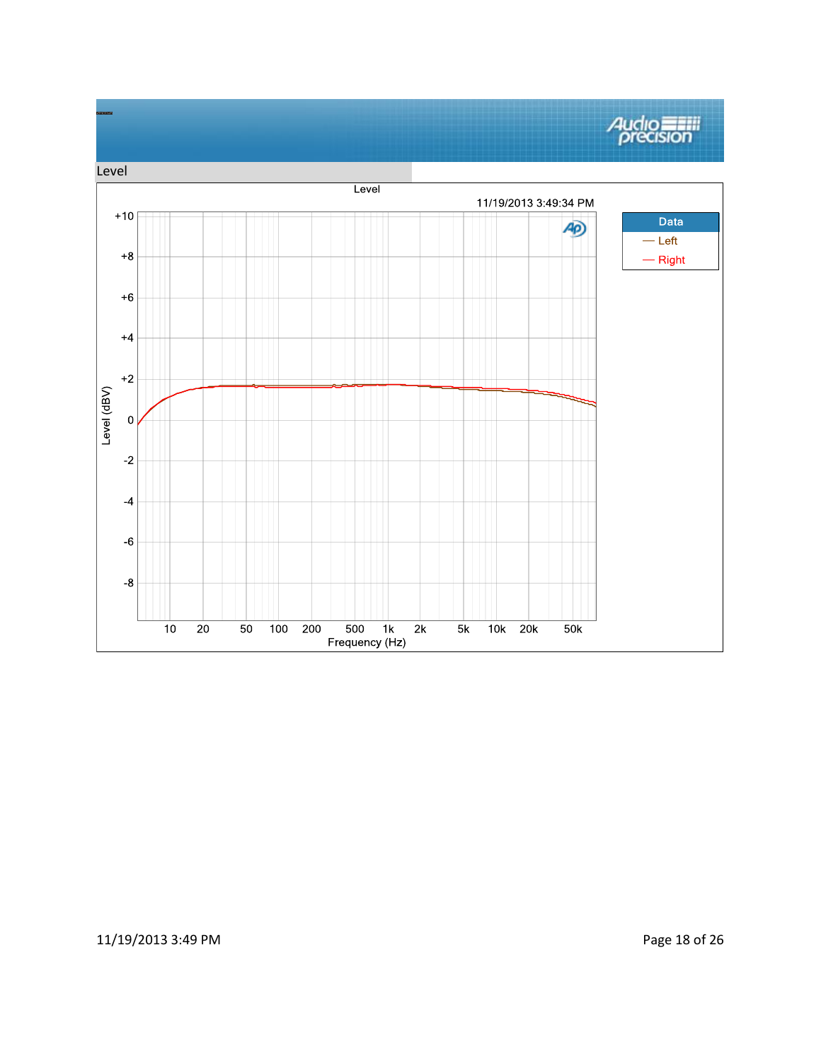## Level

Level

11/19/2013 3:49:34 PM

| Data |
| --- |
| Left |
| Right |

Level (dBV): +10, +8, +6, +4, +2, 0, -2, -4, -6, -8

Frequency (Hz): 10, 20, 50, 100, 200, 500, 1k, 2k, 5k, 10k, 20k, 50k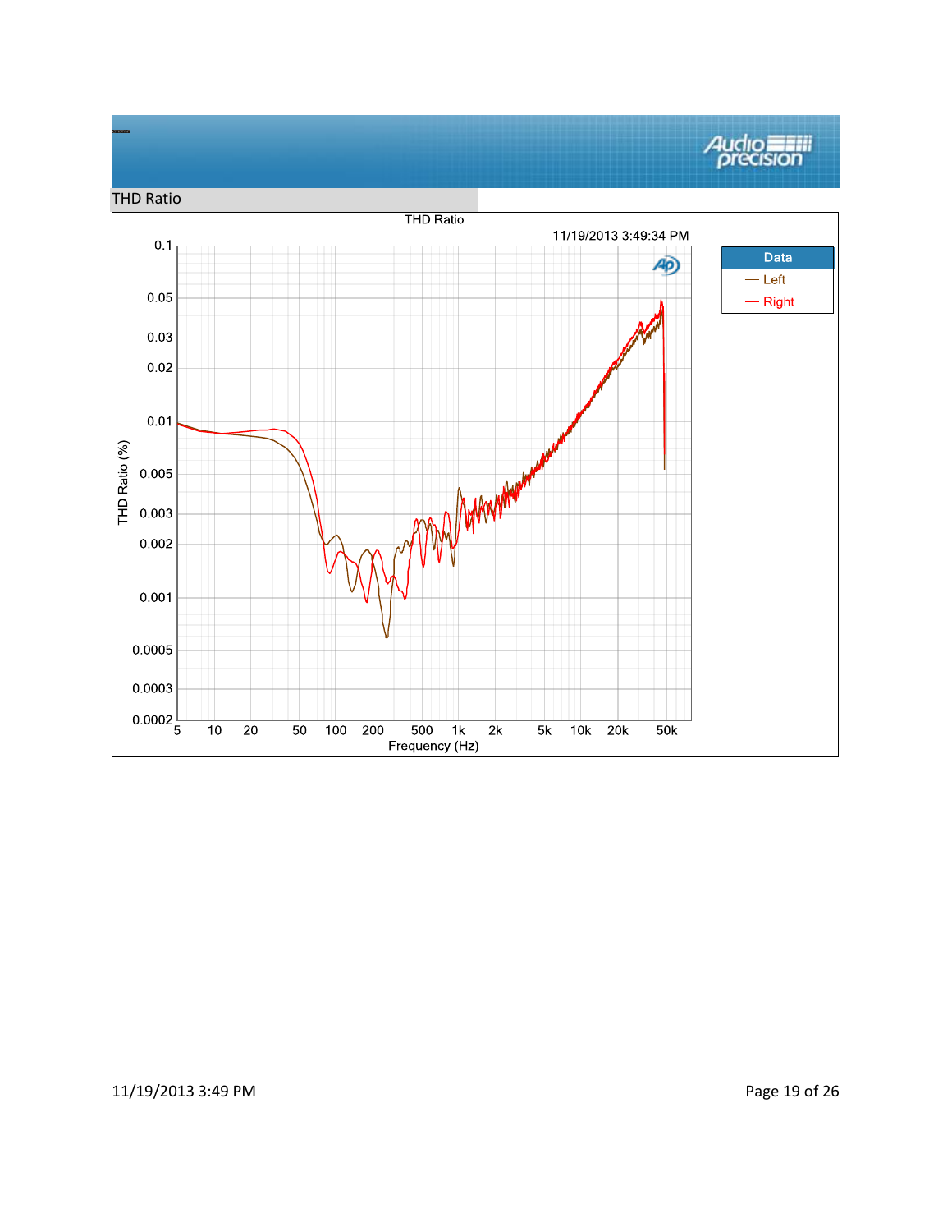## THD Ratio

THD Ratio

11/19/2013 3:49:34 PM

| Data |
| --- |
| — Left |
| — Right |

THD Ratio (%)

0.1, 0.05, 0.03, 0.02, 0.01, 0.005, 0.003, 0.002, 0.001, 0.0005, 0.0003, 0.0002

5, 10, 20, 50, 100, 200, 500, 1k, 2k, 5k, 10k, 20k, 50k

Frequency (Hz)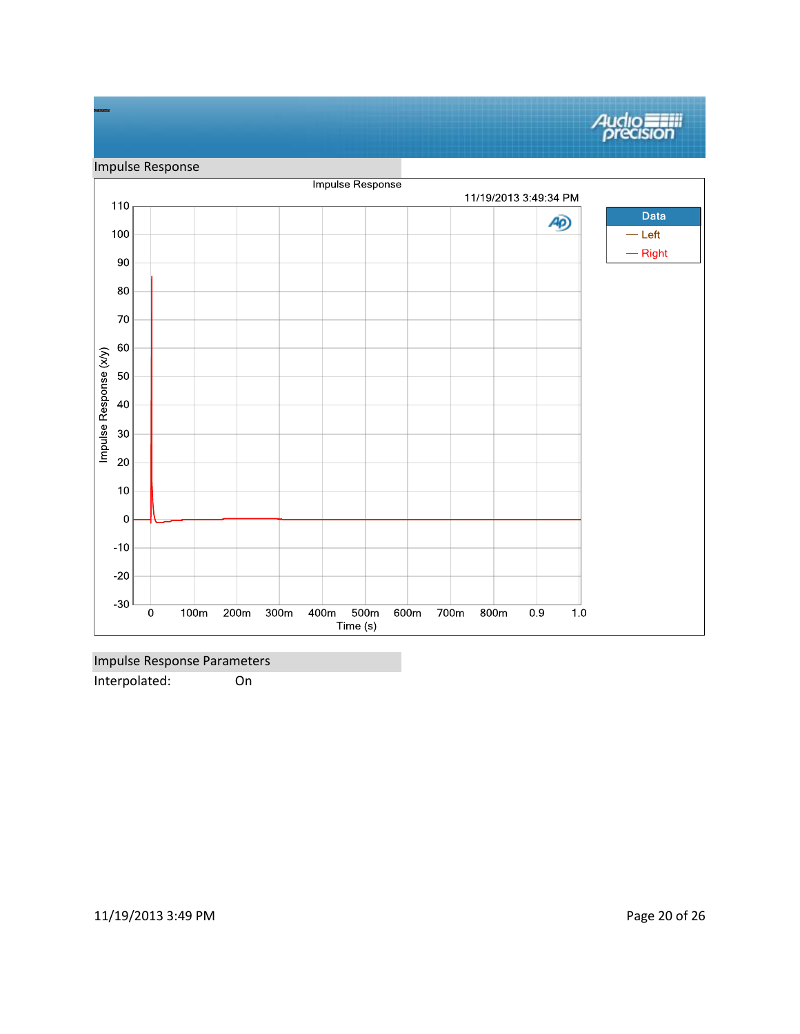## Impulse Response

Impulse Response

11/19/2013 3:49:34 PM

| Data |
| --- |
| Left |
| Right |

## Impulse Response Parameters

Interpolated: On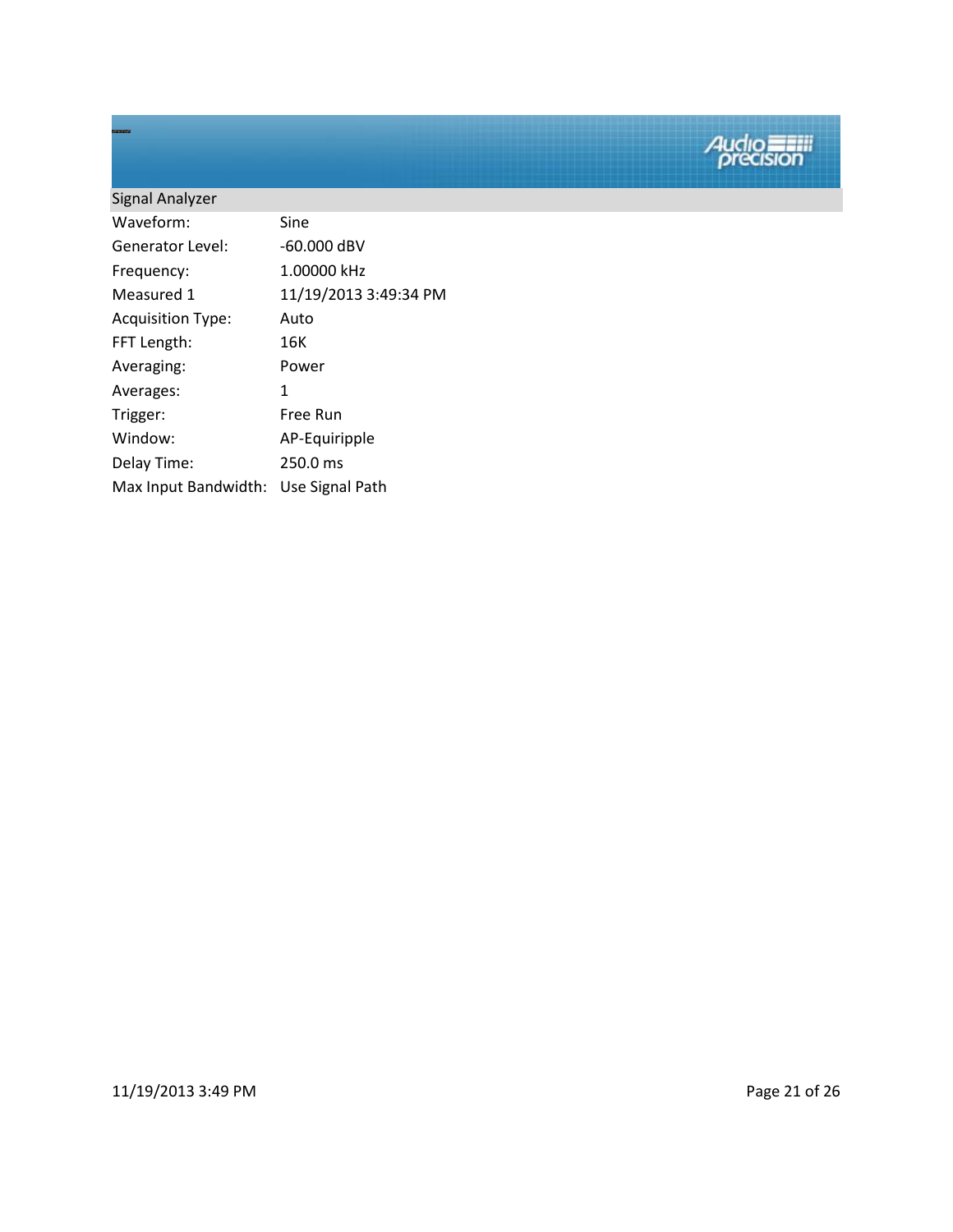## Signal Analyzer

| | |
|---|---|
| Waveform: | Sine |
| Generator Level: | -60.000 dBV |
| Frequency: | 1.00000 kHz |
| Measured 1 | 11/19/2013 3:49:34 PM |
| Acquisition Type: | Auto |
| FFT Length: | 16K |
| Averaging: | Power |
| Averages: | 1 |
| Trigger: | Free Run |
| Window: | AP-Equiripple |
| Delay Time: | 250.0 ms |
| Max Input Bandwidth: | Use Signal Path |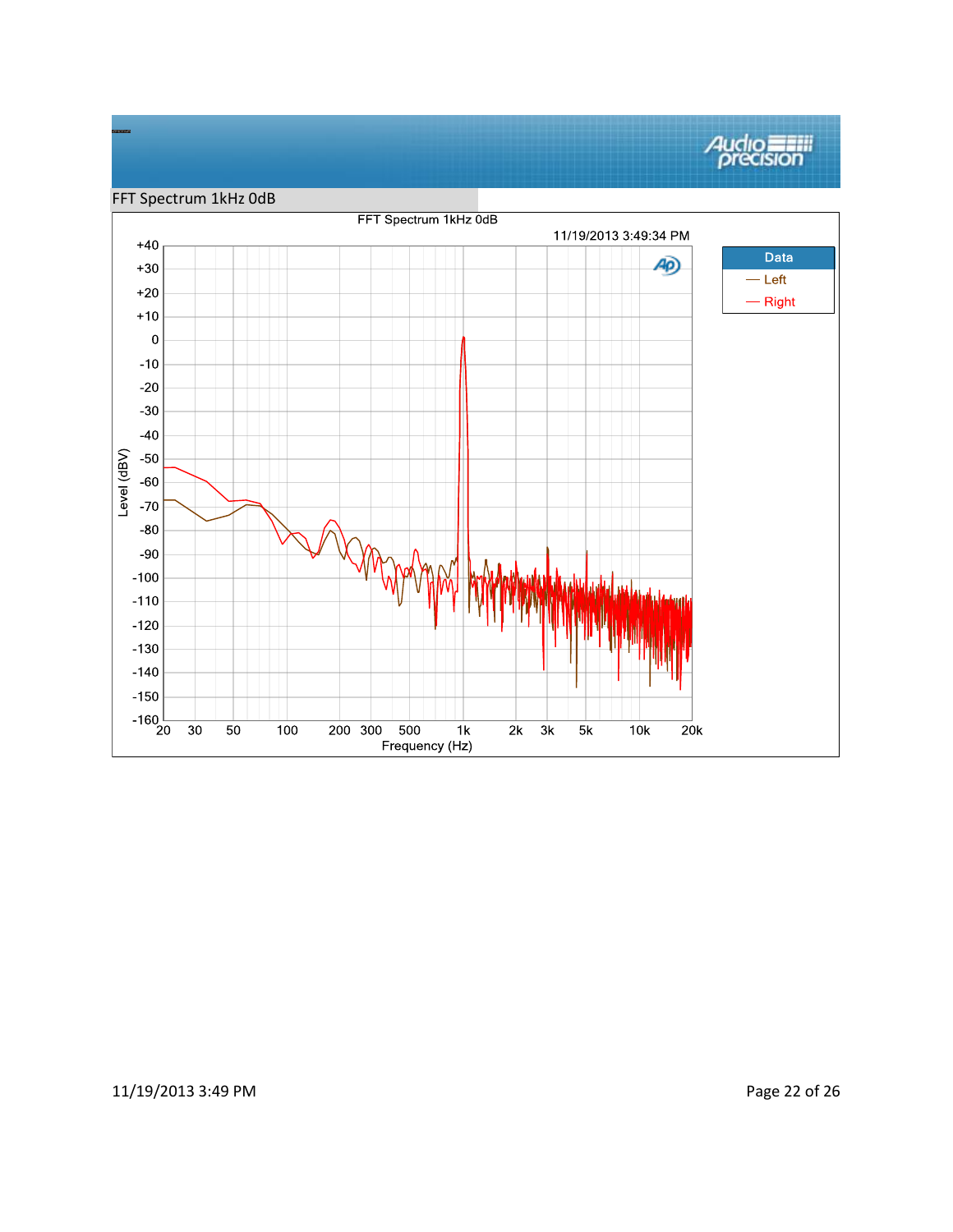## FFT Spectrum 1kHz 0dB

FFT Spectrum 1kHz 0dB

11/19/2013 3:49:34 PM

| Data |
| --- |
| — Left |
| — Right |

Level (dBV): +40, +30, +20, +10, 0, -10, -20, -30, -40, -50, -60, -70, -80, -90, -100, -110, -120, -130, -140, -150, -160

Frequency (Hz): 20, 30, 50, 100, 200, 300, 500, 1k, 2k, 3k, 5k, 10k, 20k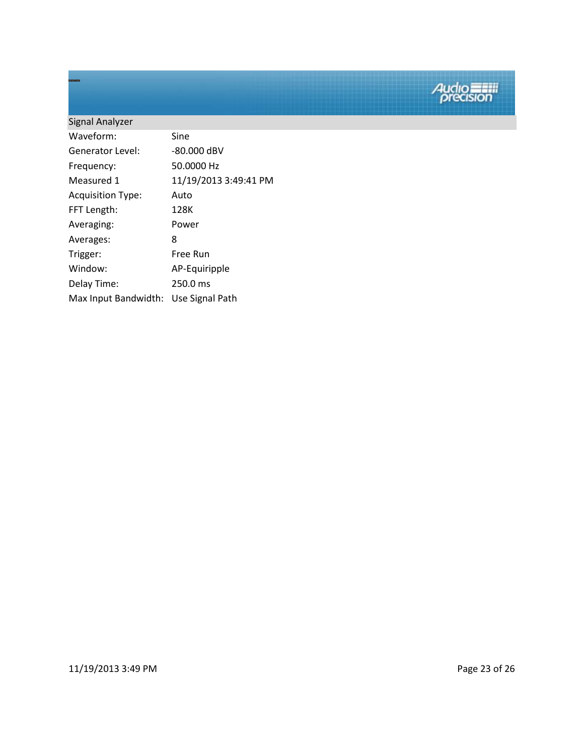## Signal Analyzer

| | |
|---|---|
| Waveform: | Sine |
| Generator Level: | -80.000 dBV |
| Frequency: | 50.0000 Hz |
| Measured 1 | 11/19/2013 3:49:41 PM |
| Acquisition Type: | Auto |
| FFT Length: | 128K |
| Averaging: | Power |
| Averages: | 8 |
| Trigger: | Free Run |
| Window: | AP-Equiripple |
| Delay Time: | 250.0 ms |
| Max Input Bandwidth: | Use Signal Path |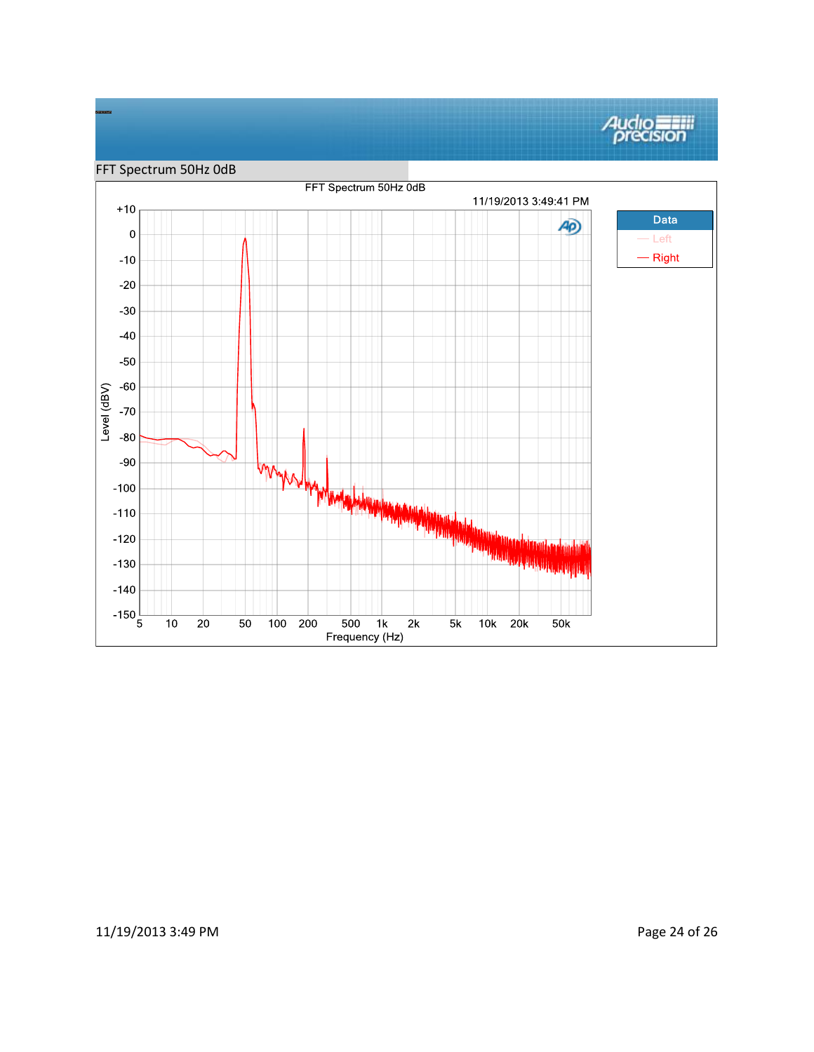## FFT Spectrum 50Hz 0dB

FFT Spectrum 50Hz 0dB

11/19/2013 3:49:41 PM

| Data |
| --- |
| Left |
| Right |

Level (dBV): +10, 0, -10, -20, -30, -40, -50, -60, -70, -80, -90, -100, -110, -120, -130, -140, -150

Frequency (Hz): 5, 10, 20, 50, 100, 200, 500, 1k, 2k, 5k, 10k, 20k, 50k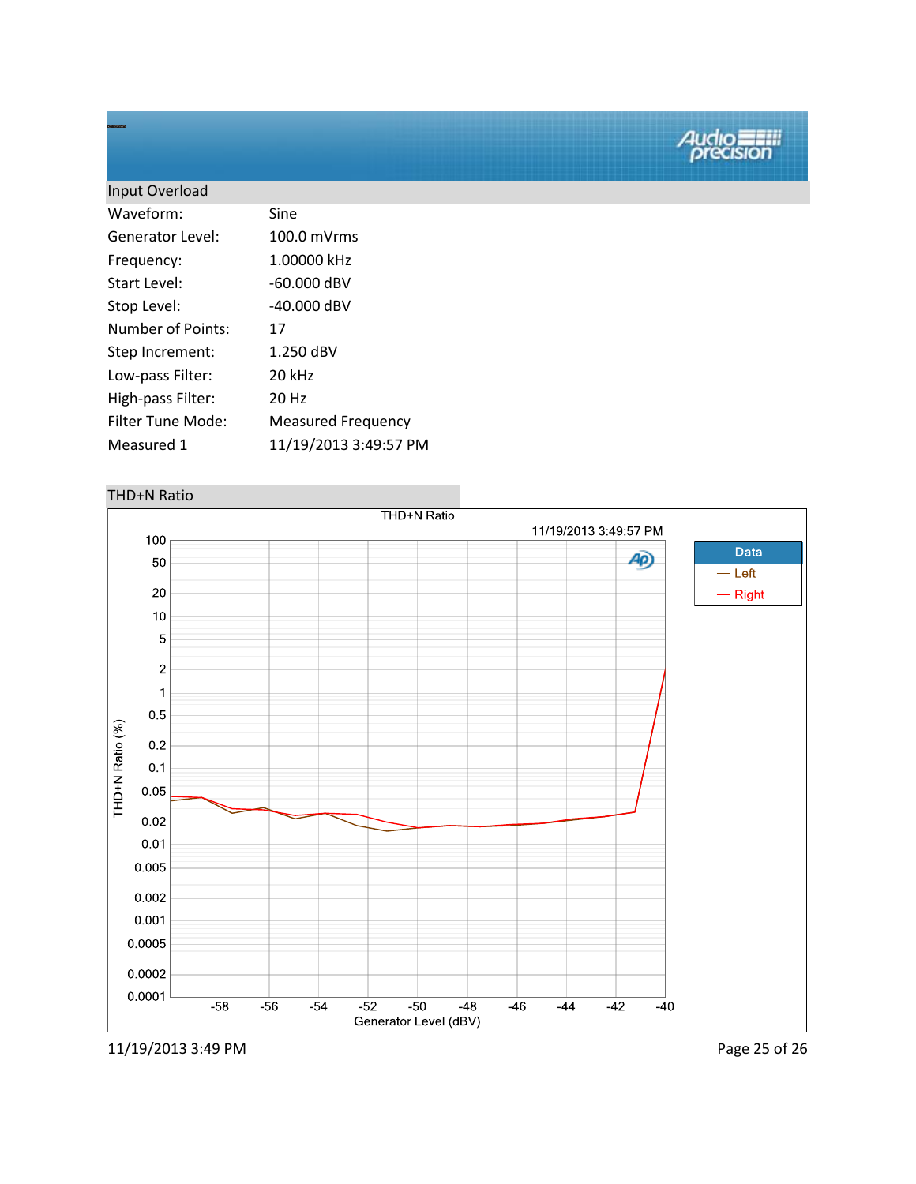## Input Overload

| | |
|---|---|
| Waveform: | Sine |
| Generator Level: | 100.0 mVrms |
| Frequency: | 1.00000 kHz |
| Start Level: | -60.000 dBV |
| Stop Level: | -40.000 dBV |
| Number of Points: | 17 |
| Step Increment: | 1.250 dBV |
| Low-pass Filter: | 20 kHz |
| High-pass Filter: | 20 Hz |
| Filter Tune Mode: | Measured Frequency |
| Measured 1 | 11/19/2013 3:49:57 PM |

## THD+N Ratio